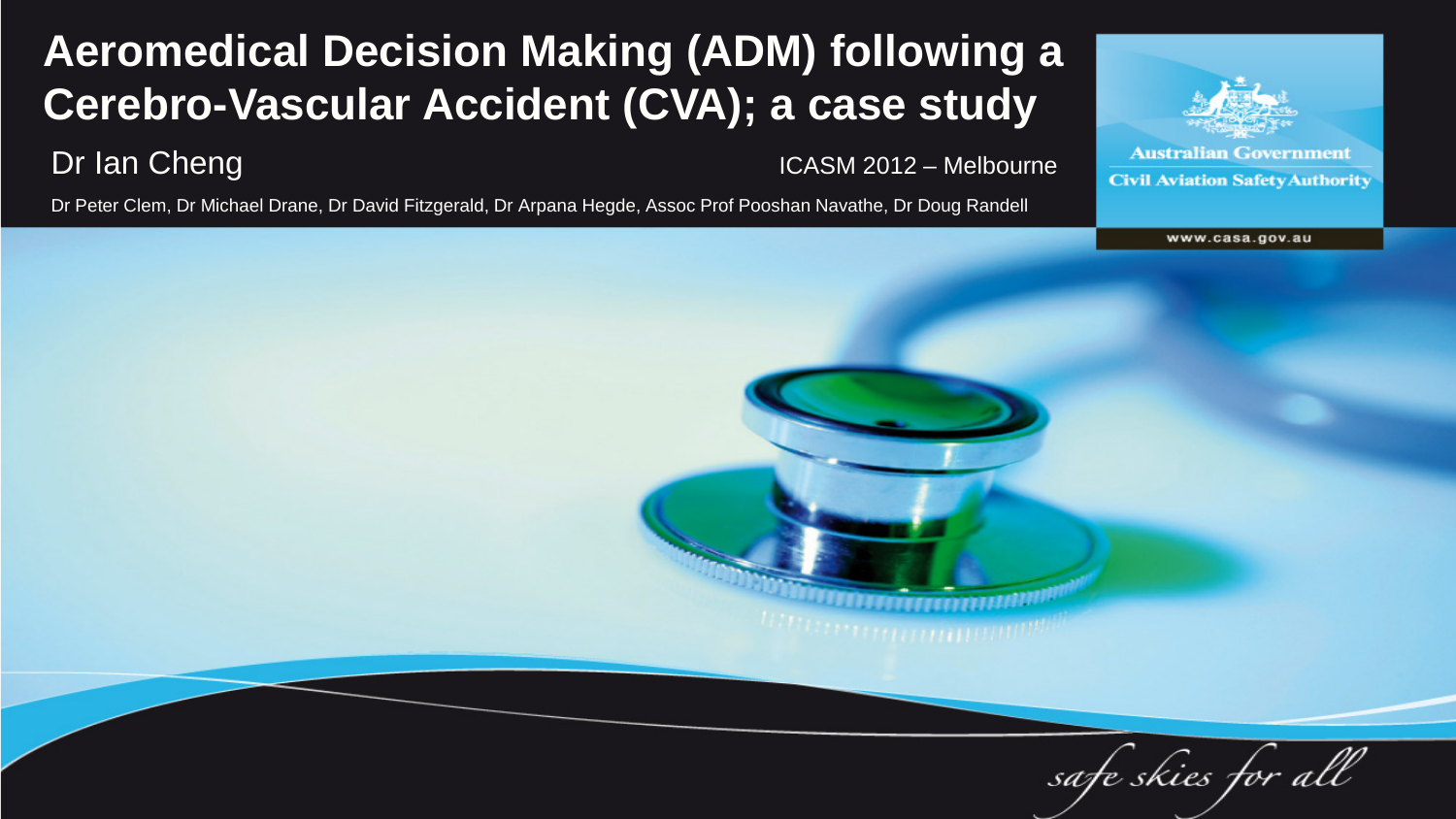# Aeromedical Decision Making (ADM) following a Cerebro-Vascular Accident (CVA); a case study

Dr Ian Cheng

ICASM 2012 – Melbourne

Dr Peter Clem, Dr Michael Drane, Dr David Fitzgerald, Dr Arpana Hegde, Assoc Prof Pooshan Navathe, Dr Doug Randell

Australian Government

Civil Aviation Safety Authority

www.casa.gov.au

*safe skies for all*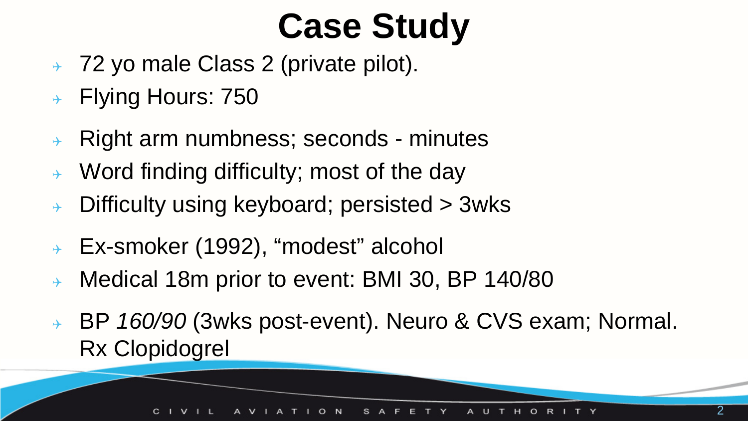# Case Study

- 72 yo male Class 2 (private pilot).
- Flying Hours: 750
- Right arm numbness; seconds - minutes
- Word finding difficulty; most of the day
- Difficulty using keyboard; persisted > 3wks
- Ex-smoker (1992), “modest” alcohol
- Medical 18m prior to event: BMI 30, BP 140/80
- BP *160/90* (3wks post-event). Neuro & CVS exam; Normal. Rx Clopidogrel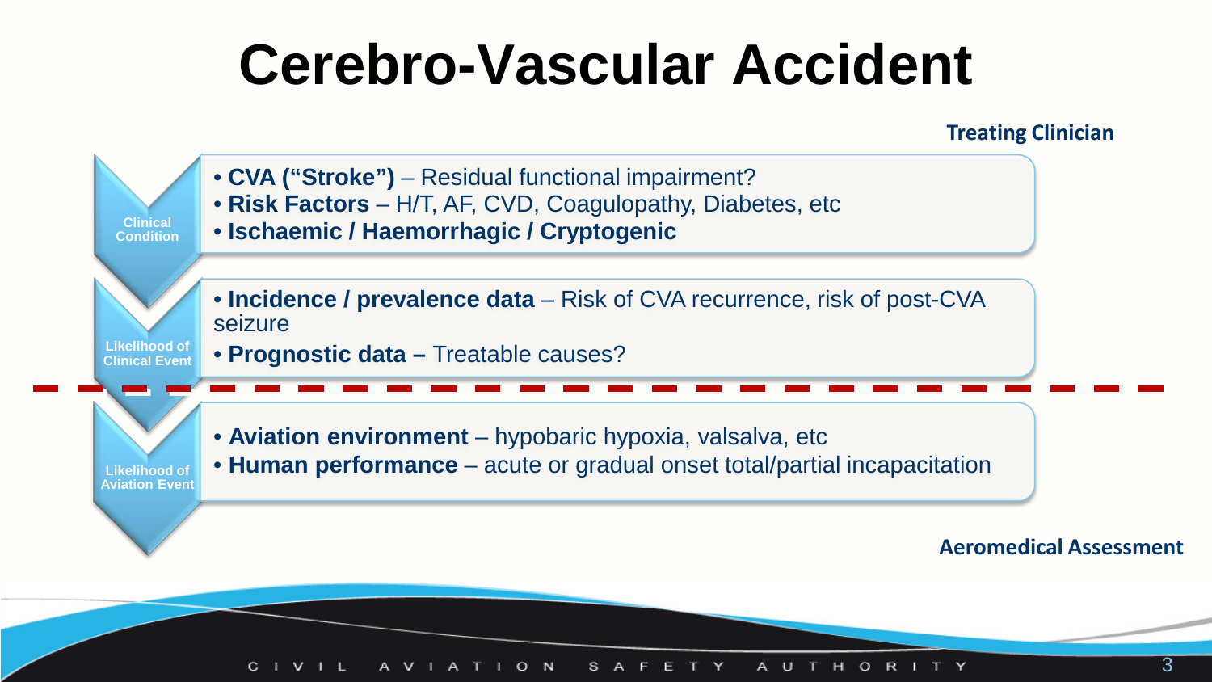# Cerebro-Vascular Accident

**Treating Clinician**

**Clinical Condition**

- **CVA ("Stroke")** – Residual functional impairment?
- **Risk Factors** – H/T, AF, CVD, Coagulopathy, Diabetes, etc
- **Ischaemic / Haemorrhagic / Cryptogenic**

**Likelihood of Clinical Event**

- **Incidence / prevalence data** – Risk of CVA recurrence, risk of post-CVA seizure
- **Prognostic data –** Treatable causes?

---

**Likelihood of Aviation Event**

- **Aviation environment** – hypobaric hypoxia, valsalva, etc
- **Human performance** – acute or gradual onset total/partial incapacitation

**Aeromedical Assessment**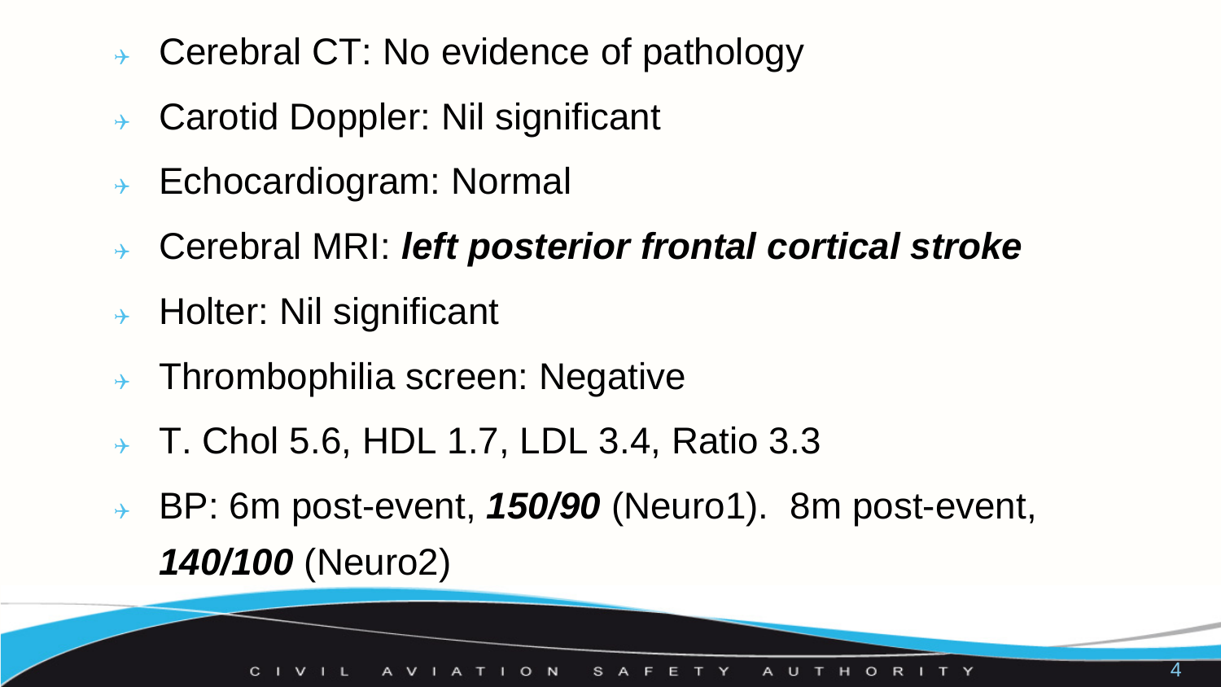- Cerebral CT: No evidence of pathology
- Carotid Doppler: Nil significant
- Echocardiogram: Normal
- Cerebral MRI: ***left posterior frontal cortical stroke***
- Holter: Nil significant
- Thrombophilia screen: Negative
- T. Chol 5.6, HDL 1.7, LDL 3.4, Ratio 3.3
- BP: 6m post-event, ***150/90*** (Neuro1). 8m post-event, ***140/100*** (Neuro2)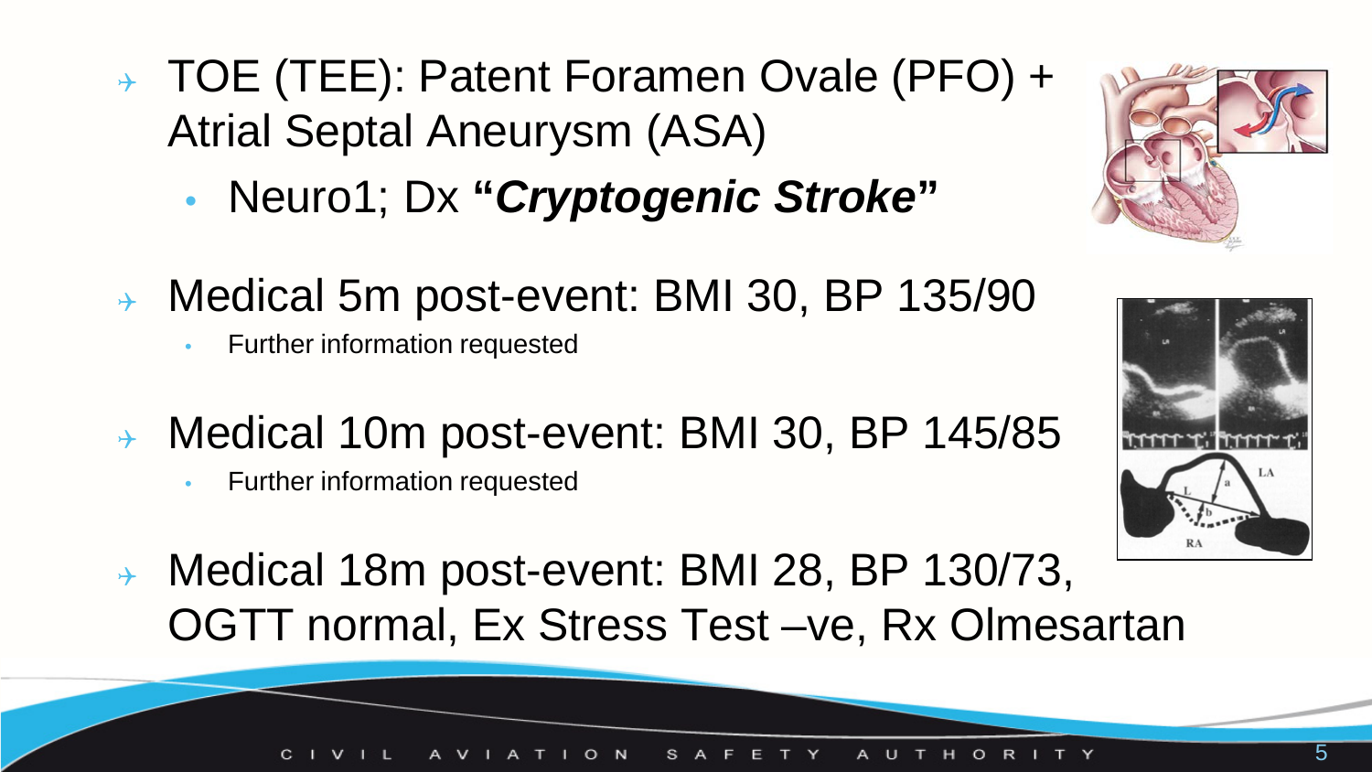- TOE (TEE): Patent Foramen Ovale (PFO) + Atrial Septal Aneurysm (ASA)
  - Neuro1; Dx **"*Cryptogenic Stroke*"**

- Medical 5m post-event: BMI 30, BP 135/90
  - Further information requested

- Medical 10m post-event: BMI 30, BP 145/85
  - Further information requested

- Medical 18m post-event: BMI 28, BP 130/73, OGTT normal, Ex Stress Test –ve, Rx Olmesartan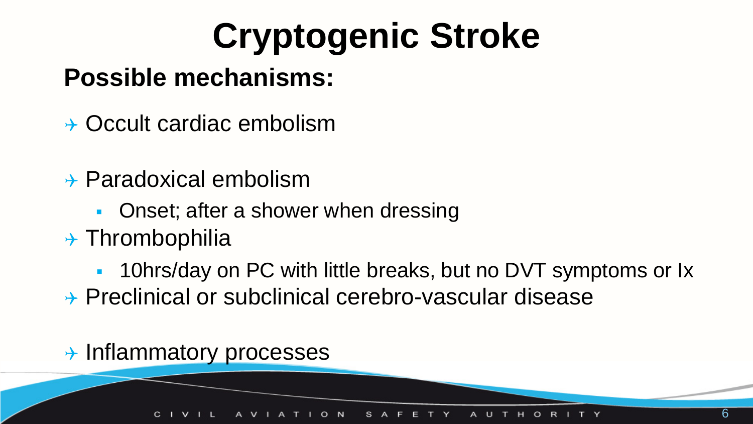# Cryptogenic Stroke

## Possible mechanisms:

- Occult cardiac embolism
- Paradoxical embolism
  - Onset; after a shower when dressing
- Thrombophilia
  - 10hrs/day on PC with little breaks, but no DVT symptoms or Ix
- Preclinical or subclinical cerebro-vascular disease
- Inflammatory processes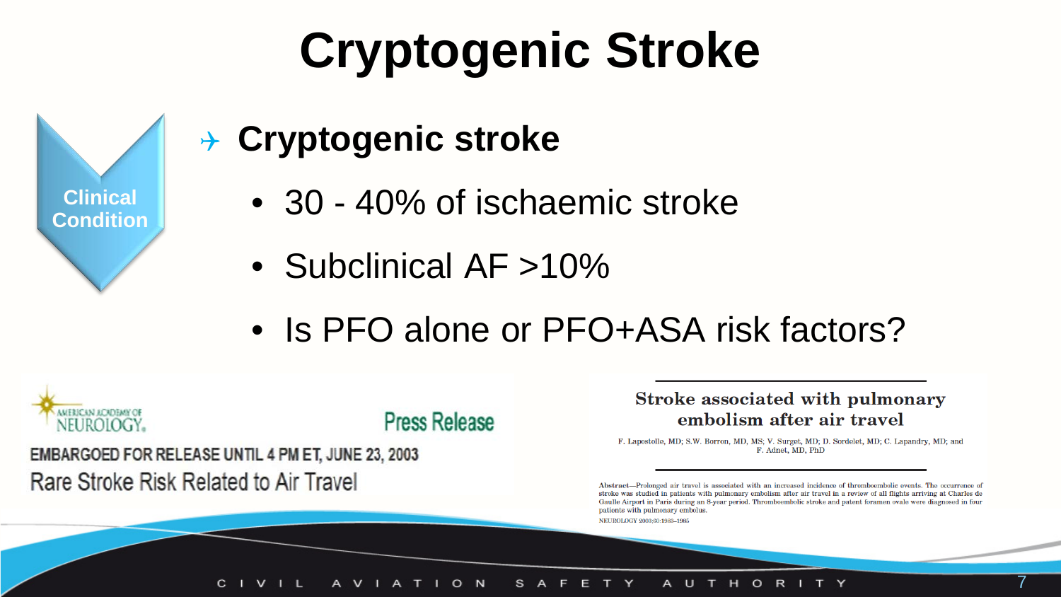# Cryptogenic Stroke

Clinical Condition

## Cryptogenic stroke

- 30 - 40% of ischaemic stroke
- Subclinical AF >10%
- Is PFO alone or PFO+ASA risk factors?

AMERICAN ACADEMY OF NEUROLOGY.

Press Release

EMBARGOED FOR RELEASE UNTIL 4 PM ET, JUNE 23, 2003

Rare Stroke Risk Related to Air Travel

**Stroke associated with pulmonary embolism after air travel**

F. Lapostolle, MD; S.W. Borron, MD, MS; V. Surget, MD; D. Sordelet, MD; C. Lapandry, MD; and F. Adnet, MD, PhD

Abstract—Prolonged air travel is associated with an increased incidence of thromboembolic events. The occurrence of stroke was studied in patients with pulmonary embolism after air travel in a review of all flights arriving at Charles de Gaulle Airport in Paris during an 8-year period. Thromboembolic stroke and patent foramen ovale were diagnosed in four patients with pulmonary embolus.

NEUROLOGY 2003;60:1983–1985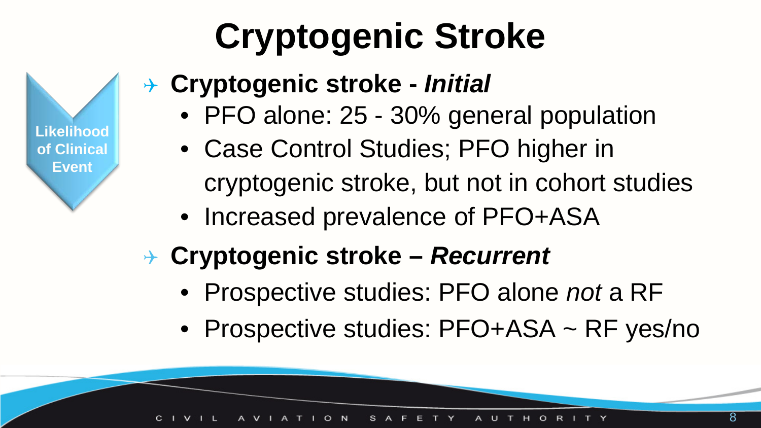# Cryptogenic Stroke

Likelihood of Clinical Event

- **Cryptogenic stroke -** ***Initial***
  - PFO alone: 25 - 30% general population
  - Case Control Studies; PFO higher in cryptogenic stroke, but not in cohort studies
  - Increased prevalence of PFO+ASA
- **Cryptogenic stroke –** ***Recurrent***
  - Prospective studies: PFO alone *not* a RF
  - Prospective studies: PFO+ASA ~ RF yes/no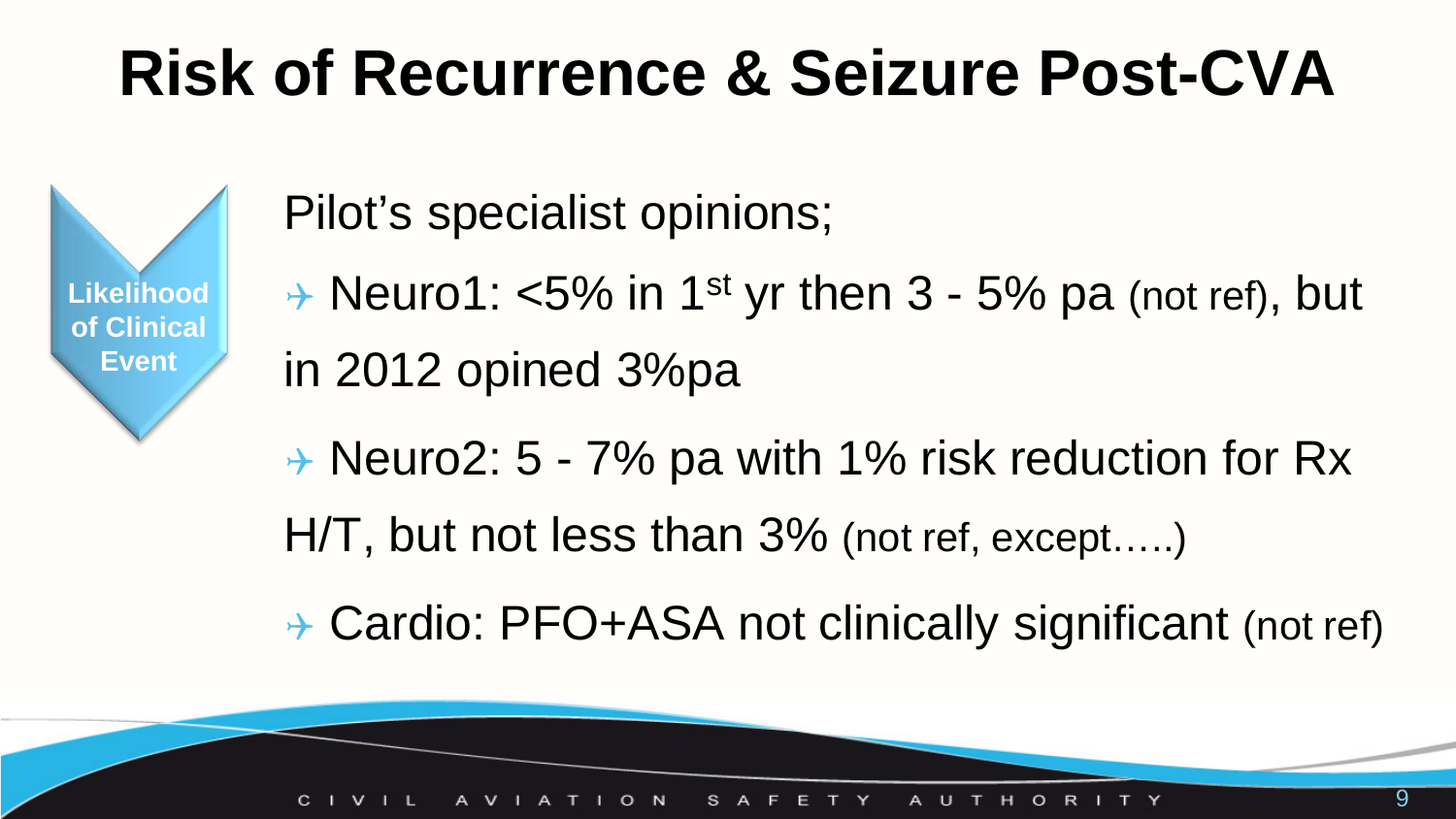# Risk of Recurrence & Seizure Post-CVA

**Likelihood of Clinical Event**

Pilot's specialist opinions;

- Neuro1: <5% in 1st yr then 3 - 5% pa (not ref), but in 2012 opined 3%pa
- Neuro2: 5 - 7% pa with 1% risk reduction for Rx H/T, but not less than 3% (not ref, except…..)
- Cardio: PFO+ASA not clinically significant (not ref)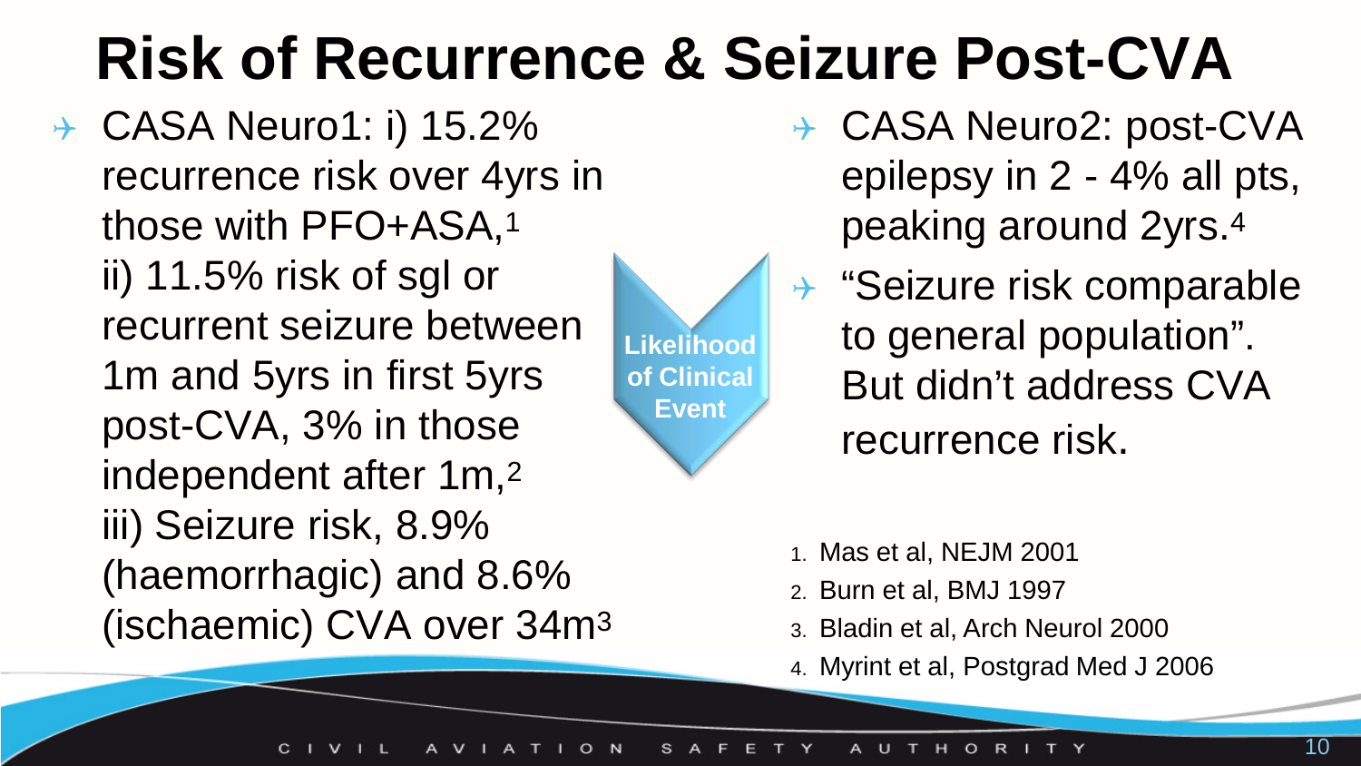# Risk of Recurrence & Seizure Post-CVA

- CASA Neuro1: i) 15.2% recurrence risk over 4yrs in those with PFO+ASA,[1] ii) 11.5% risk of sgl or recurrent seizure between 1m and 5yrs in first 5yrs post-CVA, 3% in those independent after 1m,[2] iii) Seizure risk, 8.9% (haemorrhagic) and 8.6% (ischaemic) CVA over 34m[3]

**Likelihood of Clinical Event**

- CASA Neuro2: post-CVA epilepsy in 2 - 4% all pts, peaking around 2yrs.[4]
- "Seizure risk comparable to general population". But didn't address CVA recurrence risk.

1. Mas et al, NEJM 2001
2. Burn et al, BMJ 1997
3. Bladin et al, Arch Neurol 2000
4. Myrint et al, Postgrad Med J 2006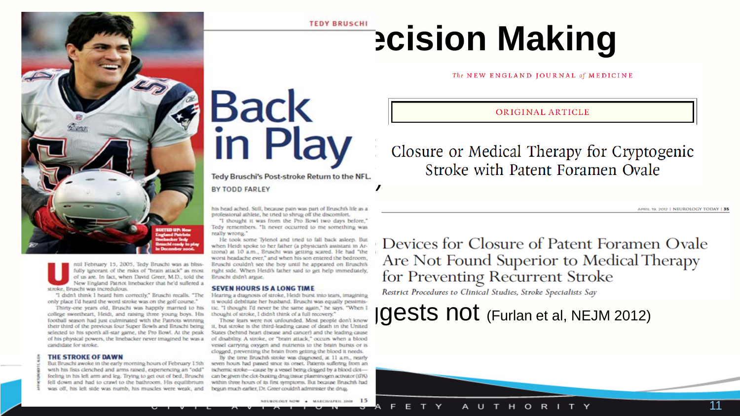# ecision Making

The NEW ENGLAND JOURNAL of MEDICINE

ORIGINAL ARTICLE

Closure or Medical Therapy for Cryptogenic Stroke with Patent Foramen Ovale

APRIL 19, 2012 | NEUROLOGY TODAY | 35

## Devices for Closure of Patent Foramen Ovale Are Not Found Superior to Medical Therapy for Preventing Recurrent Stroke

*Restrict Procedures to Clinical Studies, Stroke Specialists Say*

ggests not (Furlan et al, NEJM 2012)

TEDY BRUSCHI

# Back in Play

Tedy Bruschi's Post-stroke Return to the NFL.

BY TODD FARLEY

SUITED UP: New England Patriots linebacker Tedy Bruschi ready to play in December 2005.

Until February 15, 2005, Tedy Bruschi was as blissfully ignorant of the risks of "brain attack" as most of us are. In fact, when David Greer, M.D., told the New England Patriot linebacker that he'd suffered a stroke, Bruschi was incredulous.

"I didn't think I heard him correctly," Bruschi recalls. "The only place I'd heard the word stroke was on the golf course."

Thirty-one years old, Bruschi was happily married to his college sweetheart, Heidi, and raising three young boys. His football season had just culminated with the Patriots winning their third of the previous four Super Bowls and Bruschi being selected to his sport's all-star game, the Pro Bowl. At the peak of his physical powers, the linebacker never imagined he was a candidate for stroke.

### THE STROKE OF DAWN

But Bruschi awoke in the early morning hours of February 15th with his fists clenched and arms raised, experiencing an "odd" feeling in his left arm and leg. Trying to get out of bed, Bruschi fell down and had to crawl to the bathroom. His equilibrium was off, his left side was numb, his muscles were weak, and his head ached. Still, because pain was part of Bruschi's life as a professional athlete, he tried to shrug off the discomfort.

"I thought it was from the Pro Bowl two days before," Tedy remembers. "It never occurred to me something was really wrong."

He took some Tylenol and tried to fall back asleep. But when Heidi spoke to her father (a physician's assistant in Arizona) at 10 a.m., Bruschi was getting scared. He had "the worst headache ever," and when his son entered the bedroom, Bruschi couldn't see the boy until he appeared on Bruschi's right side. When Heidi's father said to get help immediately, Bruschi didn't argue.

### SEVEN HOURS IS A LONG TIME

Hearing a diagnosis of stroke, Heidi burst into tears, imagining it would debilitate her husband. Bruschi was equally pessimistic. "I thought I'd never be the same again," he says. "When I thought of stroke, I didn't think of a full recovery."

Those fears were not unfounded. Most people don't know it, but stroke is the third-leading cause of death in the United States (behind heart disease and cancer) and the leading cause of disability. A stroke, or "brain attack," occurs when a blood vessel carrying oxygen and nutrients to the brain bursts or is clogged, preventing the brain from getting the blood it needs.

By the time Bruschi's stroke was diagnosed, at 11 a.m., nearly seven hours had passed since its onset. Patients suffering from an ischemic stroke—cause by a vessel being clogged by a blood clot—can be given the clot-busting drug tissue plasminogen activator (tPA) within three hours of its first symptoms. But because Bruschi's had begun much earlier, Dr. Greer couldn't administer the drug.

NEUROLOGY NOW • MARCH/APRIL 2008 15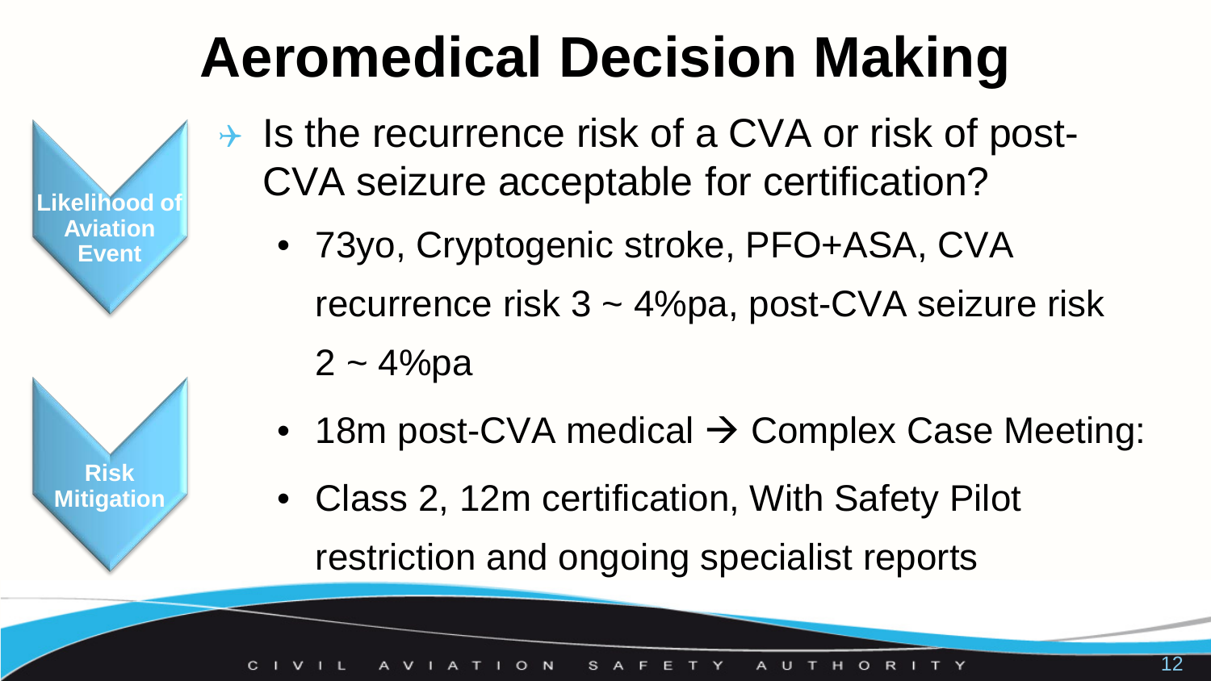# Aeromedical Decision Making

**Likelihood of Aviation Event**

- Is the recurrence risk of a CVA or risk of post-CVA seizure acceptable for certification?
  - 73yo, Cryptogenic stroke, PFO+ASA, CVA recurrence risk 3 ~ 4%pa, post-CVA seizure risk 2 ~ 4%pa

**Risk Mitigation**

  - 18m post-CVA medical → Complex Case Meeting:
  - Class 2, 12m certification, With Safety Pilot restriction and ongoing specialist reports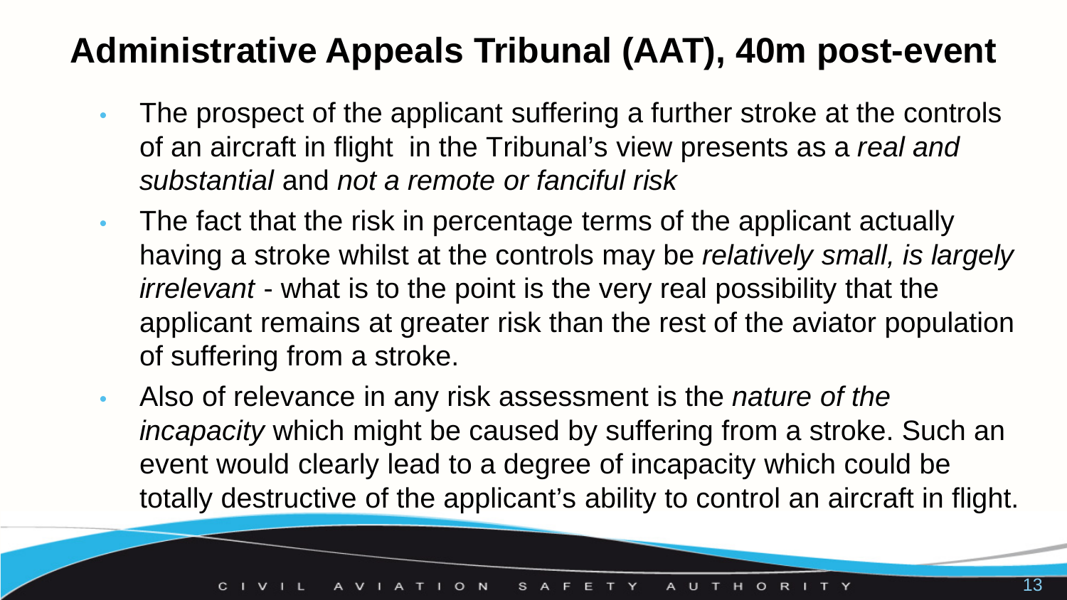# Administrative Appeals Tribunal (AAT), 40m post-event

- The prospect of the applicant suffering a further stroke at the controls of an aircraft in flight  in the Tribunal's view presents as a *real and substantial* and *not a remote or fanciful risk*
- The fact that the risk in percentage terms of the applicant actually having a stroke whilst at the controls may be *relatively small, is largely irrelevant* - what is to the point is the very real possibility that the applicant remains at greater risk than the rest of the aviator population of suffering from a stroke.
- Also of relevance in any risk assessment is the *nature of the incapacity* which might be caused by suffering from a stroke. Such an event would clearly lead to a degree of incapacity which could be totally destructive of the applicant's ability to control an aircraft in flight.